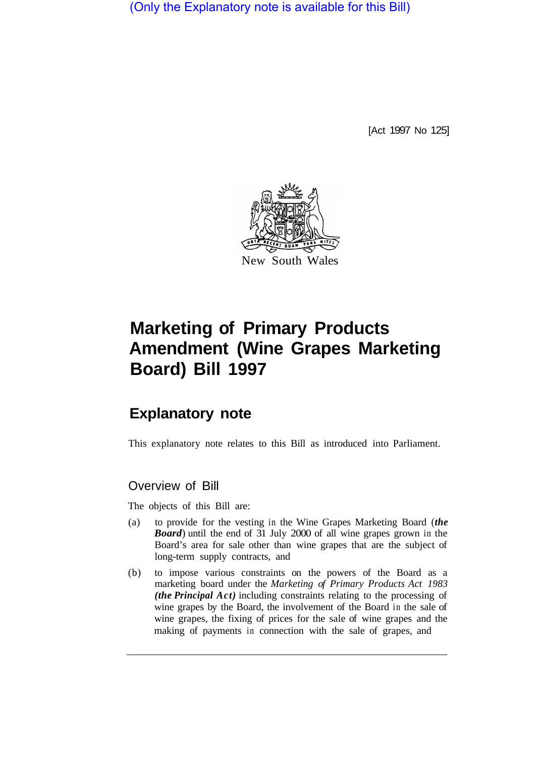(Only the Explanatory note is available for this Bill)

[Act 1997 No 125]

New South Wales

# Marketing of Primary Products Amendment (Wine Grapes Marketing Board) Bill 1997

## Explanatory note

This explanatory note relates to this Bill as introduced into Parliament.

### Overview of Bill

The objects of this Bill are:

(a) to provide for the vesting in the Wine Grapes Marketing Board (***the Board***) until the end of 31 July 2000 of all wine grapes grown in the Board's area for sale other than wine grapes that are the subject of long-term supply contracts, and

(b) to impose various constraints on the powers of the Board as a marketing board under the *Marketing of Primary Products Act 1983* ***(the Principal Act)*** including constraints relating to the processing of wine grapes by the Board, the involvement of the Board in the sale of wine grapes, the fixing of prices for the sale of wine grapes and the making of payments in connection with the sale of grapes, and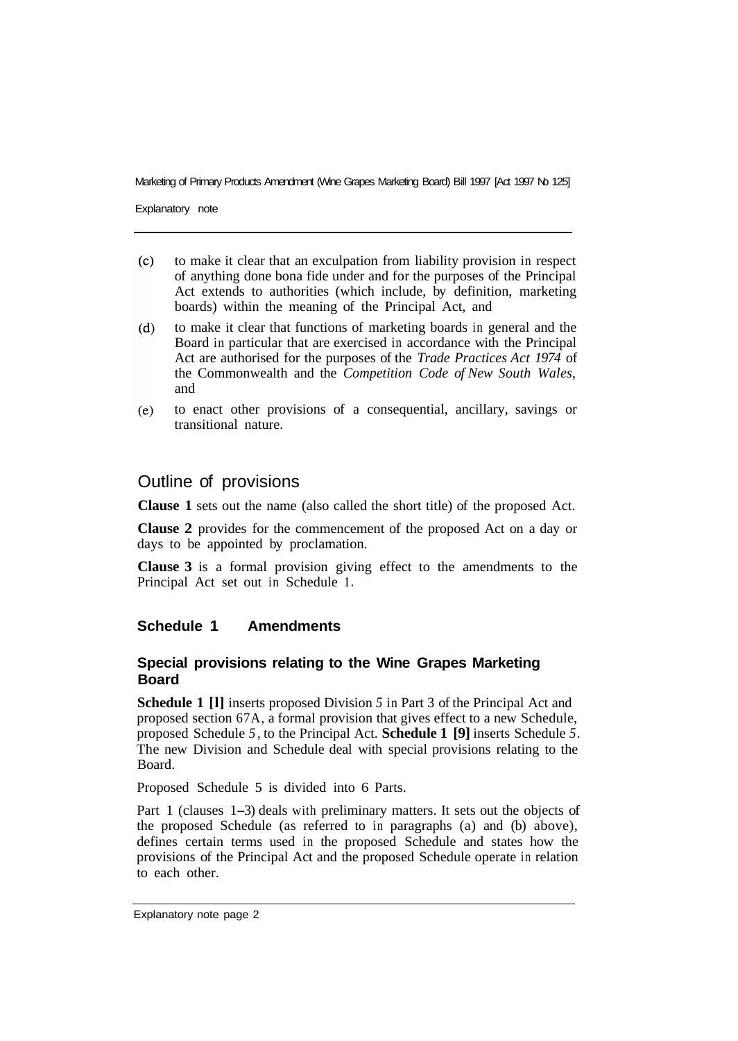(c) to make it clear that an exculpation from liability provision in respect of anything done bona fide under and for the purposes of the Principal Act extends to authorities (which include, by definition, marketing boards) within the meaning of the Principal Act, and

(d) to make it clear that functions of marketing boards in general and the Board in particular that are exercised in accordance with the Principal Act are authorised for the purposes of the *Trade Practices Act 1974* of the Commonwealth and the *Competition Code of New South Wales,* and

(e) to enact other provisions of a consequential, ancillary, savings or transitional nature.

## Outline of provisions

**Clause 1** sets out the name (also called the short title) of the proposed Act.

**Clause 2** provides for the commencement of the proposed Act on a day or days to be appointed by proclamation.

**Clause 3** is a formal provision giving effect to the amendments to the Principal Act set out in Schedule 1.

### Schedule 1 Amendments

#### Special provisions relating to the Wine Grapes Marketing Board

**Schedule 1 [l]** inserts proposed Division 5 in Part 3 of the Principal Act and proposed section 67A, a formal provision that gives effect to a new Schedule, proposed Schedule 5, to the Principal Act. **Schedule 1 [9]** inserts Schedule 5. The new Division and Schedule deal with special provisions relating to the Board.

Proposed Schedule 5 is divided into 6 Parts.

Part 1 (clauses 1–3) deals with preliminary matters. It sets out the objects of the proposed Schedule (as referred to in paragraphs (a) and (b) above), defines certain terms used in the proposed Schedule and states how the provisions of the Principal Act and the proposed Schedule operate in relation to each other.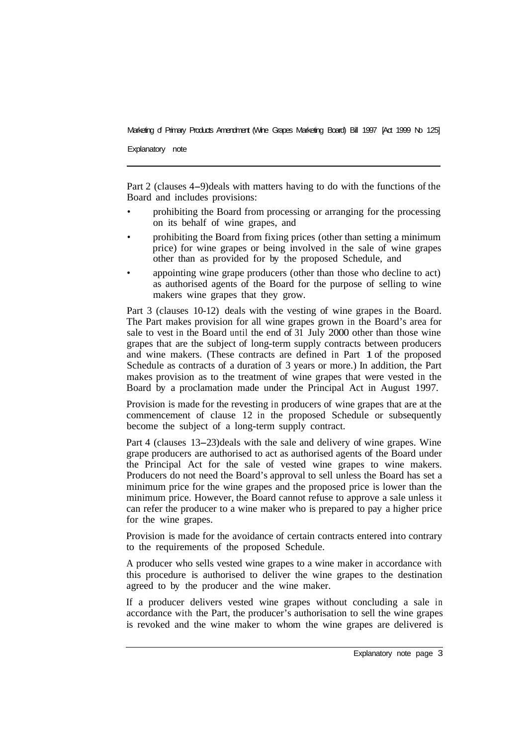Part 2 (clauses 4–9) deals with matters having to do with the functions of the Board and includes provisions:

- prohibiting the Board from processing or arranging for the processing on its behalf of wine grapes, and
- prohibiting the Board from fixing prices (other than setting a minimum price) for wine grapes or being involved in the sale of wine grapes other than as provided for by the proposed Schedule, and
- appointing wine grape producers (other than those who decline to act) as authorised agents of the Board for the purpose of selling to wine makers wine grapes that they grow.

Part 3 (clauses 10-12) deals with the vesting of wine grapes in the Board. The Part makes provision for all wine grapes grown in the Board's area for sale to vest in the Board until the end of 31 July 2000 other than those wine grapes that are the subject of long-term supply contracts between producers and wine makers. (These contracts are defined in Part 1 of the proposed Schedule as contracts of a duration of 3 years or more.) In addition, the Part makes provision as to the treatment of wine grapes that were vested in the Board by a proclamation made under the Principal Act in August 1997.

Provision is made for the revesting in producers of wine grapes that are at the commencement of clause 12 in the proposed Schedule or subsequently become the subject of a long-term supply contract.

Part 4 (clauses 13–23) deals with the sale and delivery of wine grapes. Wine grape producers are authorised to act as authorised agents of the Board under the Principal Act for the sale of vested wine grapes to wine makers. Producers do not need the Board's approval to sell unless the Board has set a minimum price for the wine grapes and the proposed price is lower than the minimum price. However, the Board cannot refuse to approve a sale unless it can refer the producer to a wine maker who is prepared to pay a higher price for the wine grapes.

Provision is made for the avoidance of certain contracts entered into contrary to the requirements of the proposed Schedule.

A producer who sells vested wine grapes to a wine maker in accordance with this procedure is authorised to deliver the wine grapes to the destination agreed to by the producer and the wine maker.

If a producer delivers vested wine grapes without concluding a sale in accordance with the Part, the producer's authorisation to sell the wine grapes is revoked and the wine maker to whom the wine grapes are delivered is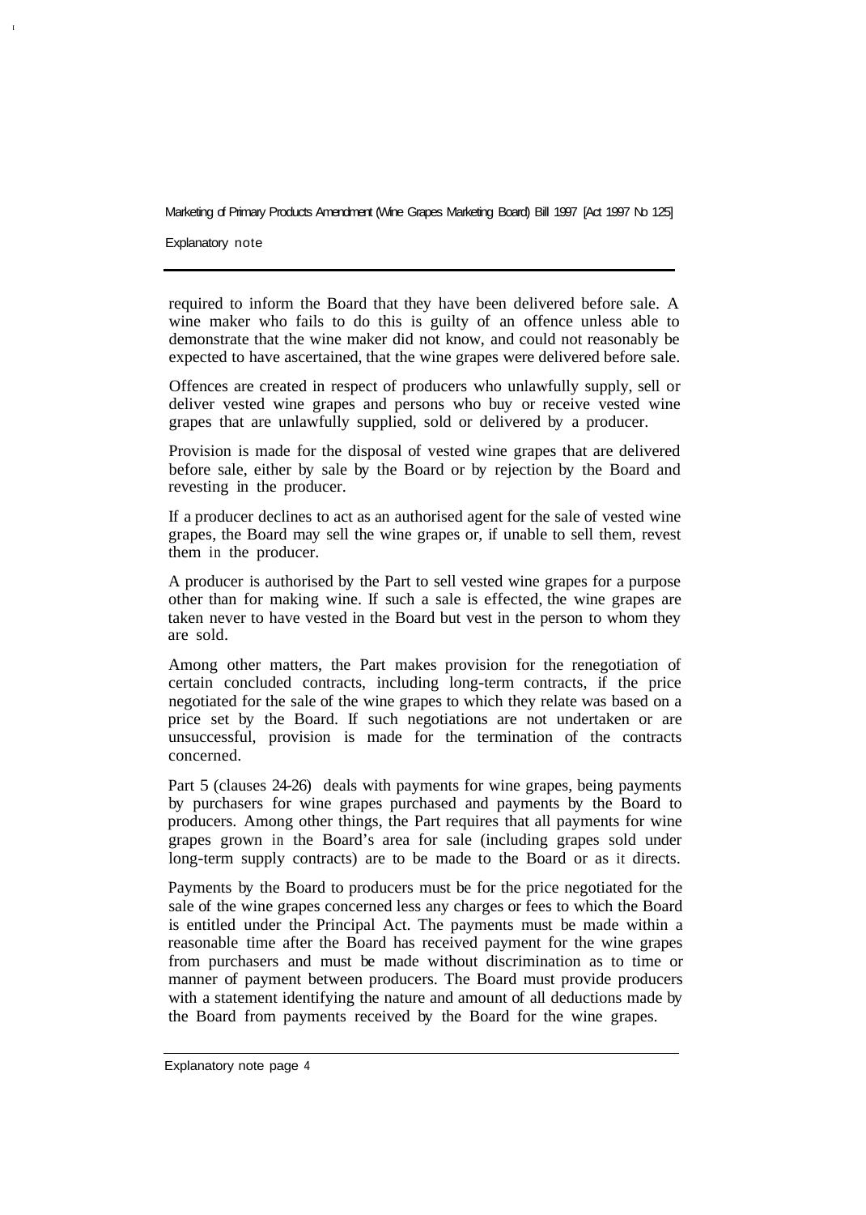required to inform the Board that they have been delivered before sale. A wine maker who fails to do this is guilty of an offence unless able to demonstrate that the wine maker did not know, and could not reasonably be expected to have ascertained, that the wine grapes were delivered before sale.

Offences are created in respect of producers who unlawfully supply, sell or deliver vested wine grapes and persons who buy or receive vested wine grapes that are unlawfully supplied, sold or delivered by a producer.

Provision is made for the disposal of vested wine grapes that are delivered before sale, either by sale by the Board or by rejection by the Board and revesting in the producer.

If a producer declines to act as an authorised agent for the sale of vested wine grapes, the Board may sell the wine grapes or, if unable to sell them, revest them in the producer.

A producer is authorised by the Part to sell vested wine grapes for a purpose other than for making wine. If such a sale is effected, the wine grapes are taken never to have vested in the Board but vest in the person to whom they are sold.

Among other matters, the Part makes provision for the renegotiation of certain concluded contracts, including long-term contracts, if the price negotiated for the sale of the wine grapes to which they relate was based on a price set by the Board. If such negotiations are not undertaken or are unsuccessful, provision is made for the termination of the contracts concerned.

Part 5 (clauses 24-26) deals with payments for wine grapes, being payments by purchasers for wine grapes purchased and payments by the Board to producers. Among other things, the Part requires that all payments for wine grapes grown in the Board's area for sale (including grapes sold under long-term supply contracts) are to be made to the Board or as it directs.

Payments by the Board to producers must be for the price negotiated for the sale of the wine grapes concerned less any charges or fees to which the Board is entitled under the Principal Act. The payments must be made within a reasonable time after the Board has received payment for the wine grapes from purchasers and must be made without discrimination as to time or manner of payment between producers. The Board must provide producers with a statement identifying the nature and amount of all deductions made by the Board from payments received by the Board for the wine grapes.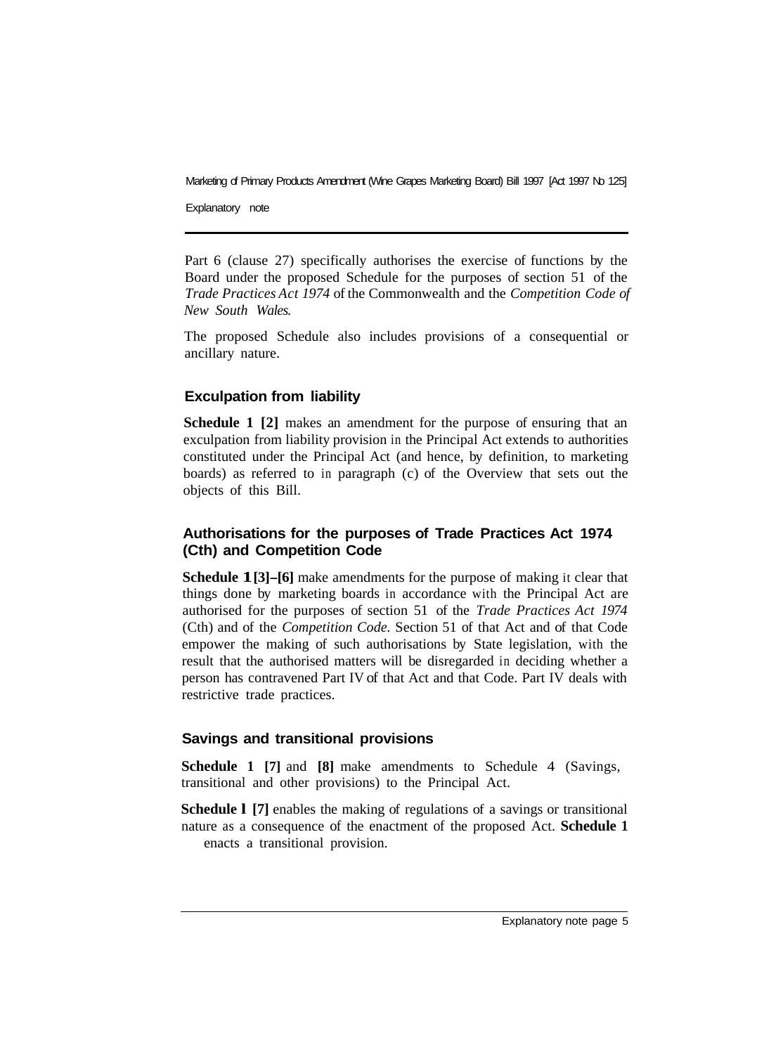Part 6 (clause 27) specifically authorises the exercise of functions by the Board under the proposed Schedule for the purposes of section 51 of the *Trade Practices Act 1974* of the Commonwealth and the *Competition Code of New South Wales*.

The proposed Schedule also includes provisions of a consequential or ancillary nature.

### Exculpation from liability

**Schedule 1 [2]** makes an amendment for the purpose of ensuring that an exculpation from liability provision in the Principal Act extends to authorities constituted under the Principal Act (and hence, by definition, to marketing boards) as referred to in paragraph (c) of the Overview that sets out the objects of this Bill.

### Authorisations for the purposes of Trade Practices Act 1974 (Cth) and Competition Code

**Schedule 1 [3]–[6]** make amendments for the purpose of making it clear that things done by marketing boards in accordance with the Principal Act are authorised for the purposes of section 51 of the *Trade Practices Act 1974* (Cth) and of the *Competition Code*. Section 51 of that Act and of that Code empower the making of such authorisations by State legislation, with the result that the authorised matters will be disregarded in deciding whether a person has contravened Part IV of that Act and that Code. Part IV deals with restrictive trade practices.

### Savings and transitional provisions

**Schedule 1 [7]** and **[8]** make amendments to Schedule 4 (Savings, transitional and other provisions) to the Principal Act.

**Schedule 1 [7]** enables the making of regulations of a savings or transitional nature as a consequence of the enactment of the proposed Act. **Schedule 1** enacts a transitional provision.